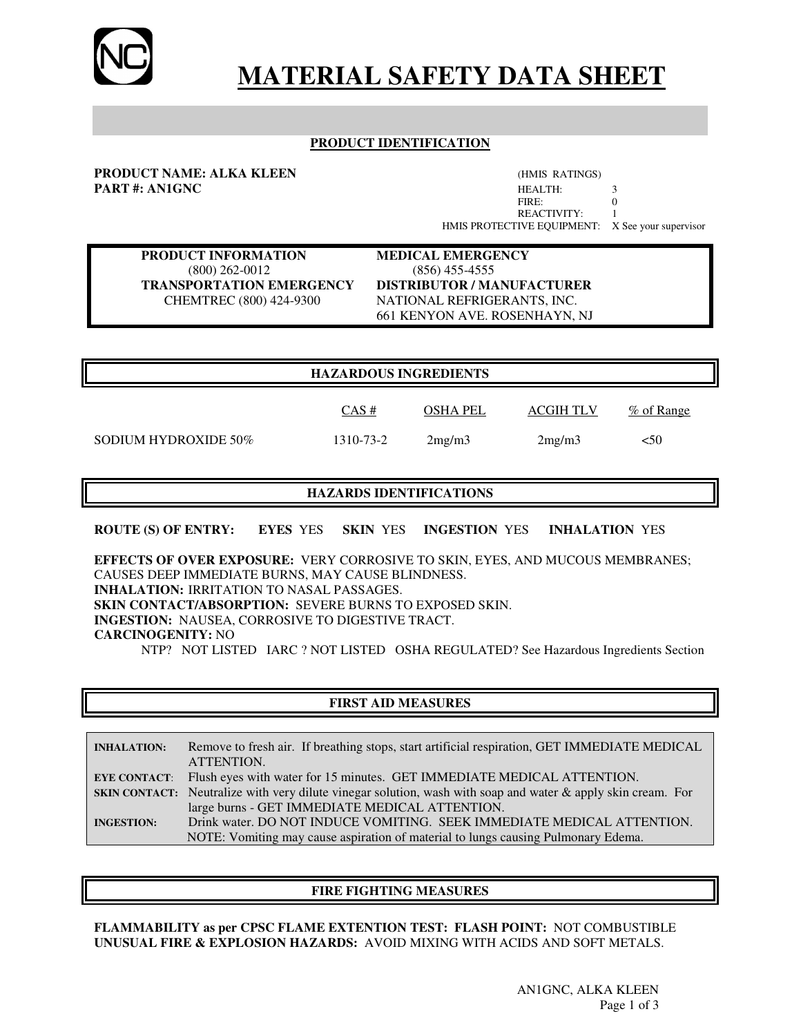# MATERIAL SAFETY DATA SHEET

## PRODUCT IDENTIFICATION

**PRODUCT NAME: ALKA KLEEN**
**PART #: AN1GNC**

(HMIS RATINGS)

| | |
|---|---|
| HEALTH: | 3 |
| FIRE: | 0 |
| REACTIVITY: | 1 |
| HMIS PROTECTIVE EQUIPMENT: | X See your supervisor |

**PRODUCT INFORMATION**
(800) 262-0012

**TRANSPORTATION EMERGENCY**
CHEMTREC (800) 424-9300

**MEDICAL EMERGENCY**
(856) 455-4555

**DISTRIBUTOR / MANUFACTURER**
NATIONAL REFRIGERANTS, INC.
661 KENYON AVE. ROSENHAYN, NJ

## HAZARDOUS INGREDIENTS

| | CAS # | OSHA PEL | ACGIH TLV | % of Range |
|---|---|---|---|---|
| SODIUM HYDROXIDE 50% | 1310-73-2 | 2mg/m3 | 2mg/m3 | <50 |

## HAZARDS IDENTIFICATIONS

**ROUTE (S) OF ENTRY:** **EYES** YES **SKIN** YES **INGESTION** YES **INHALATION** YES

**EFFECTS OF OVER EXPOSURE:** VERY CORROSIVE TO SKIN, EYES, AND MUCOUS MEMBRANES; CAUSES DEEP IMMEDIATE BURNS, MAY CAUSE BLINDNESS.
**INHALATION:** IRRITATION TO NASAL PASSAGES.
**SKIN CONTACT/ABSORPTION:** SEVERE BURNS TO EXPOSED SKIN.
**INGESTION:** NAUSEA, CORROSIVE TO DIGESTIVE TRACT.
**CARCINOGENITY:** NO
NTP? NOT LISTED IARC ? NOT LISTED OSHA REGULATED? See Hazardous Ingredients Section

## FIRST AID MEASURES

| | |
|---|---|
| **INHALATION:** | Remove to fresh air. If breathing stops, start artificial respiration, GET IMMEDIATE MEDICAL ATTENTION. |
| **EYE CONTACT**: | Flush eyes with water for 15 minutes. GET IMMEDIATE MEDICAL ATTENTION. |
| **SKIN CONTACT:** | Neutralize with very dilute vinegar solution, wash with soap and water & apply skin cream. For large burns - GET IMMEDIATE MEDICAL ATTENTION. |
| **INGESTION:** | Drink water. DO NOT INDUCE VOMITING. SEEK IMMEDIATE MEDICAL ATTENTION. NOTE: Vomiting may cause aspiration of material to lungs causing Pulmonary Edema. |

## FIRE FIGHTING MEASURES

**FLAMMABILITY as per CPSC FLAME EXTENTION TEST: FLASH POINT:** NOT COMBUSTIBLE
**UNUSUAL FIRE & EXPLOSION HAZARDS:** AVOID MIXING WITH ACIDS AND SOFT METALS.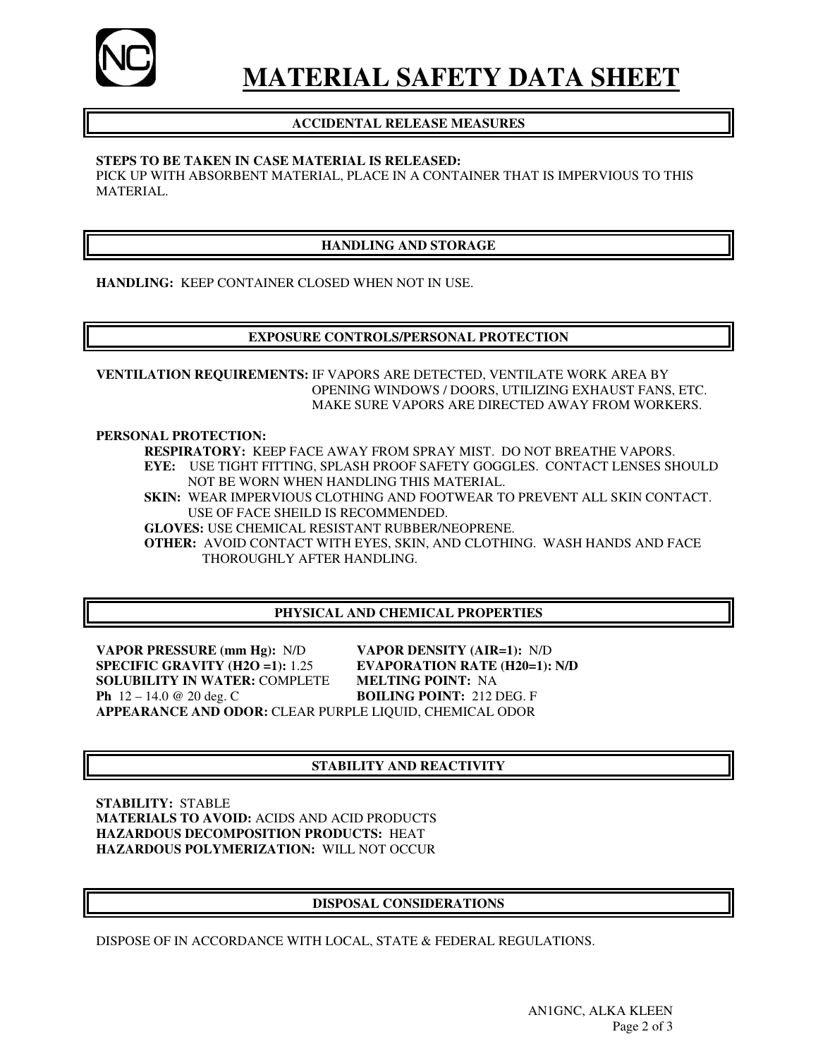# MATERIAL SAFETY DATA SHEET

## ACCIDENTAL RELEASE MEASURES

**STEPS TO BE TAKEN IN CASE MATERIAL IS RELEASED:**
PICK UP WITH ABSORBENT MATERIAL, PLACE IN A CONTAINER THAT IS IMPERVIOUS TO THIS MATERIAL.

## HANDLING AND STORAGE

**HANDLING:** KEEP CONTAINER CLOSED WHEN NOT IN USE.

## EXPOSURE CONTROLS/PERSONAL PROTECTION

**VENTILATION REQUIREMENTS:** IF VAPORS ARE DETECTED, VENTILATE WORK AREA BY OPENING WINDOWS / DOORS, UTILIZING EXHAUST FANS, ETC. MAKE SURE VAPORS ARE DIRECTED AWAY FROM WORKERS.

**PERSONAL PROTECTION:**

- **RESPIRATORY:** KEEP FACE AWAY FROM SPRAY MIST. DO NOT BREATHE VAPORS.
- **EYE:** USE TIGHT FITTING, SPLASH PROOF SAFETY GOGGLES. CONTACT LENSES SHOULD NOT BE WORN WHEN HANDLING THIS MATERIAL.
- **SKIN:** WEAR IMPERVIOUS CLOTHING AND FOOTWEAR TO PREVENT ALL SKIN CONTACT. USE OF FACE SHEILD IS RECOMMENDED.
- **GLOVES:** USE CHEMICAL RESISTANT RUBBER/NEOPRENE.
- **OTHER:** AVOID CONTACT WITH EYES, SKIN, AND CLOTHING. WASH HANDS AND FACE THOROUGHLY AFTER HANDLING.

## PHYSICAL AND CHEMICAL PROPERTIES

**VAPOR PRESSURE (mm Hg):** N/D
**VAPOR DENSITY (AIR=1):** N/D
**SPECIFIC GRAVITY (H2O =1):** 1.25
**EVAPORATION RATE (H20=1): N/D**
**SOLUBILITY IN WATER:** COMPLETE
**MELTING POINT:** NA
**Ph** 12 – 14.0 @ 20 deg. C
**BOILING POINT:** 212 DEG. F
**APPEARANCE AND ODOR:** CLEAR PURPLE LIQUID, CHEMICAL ODOR

## STABILITY AND REACTIVITY

**STABILITY:** STABLE
**MATERIALS TO AVOID:** ACIDS AND ACID PRODUCTS
**HAZARDOUS DECOMPOSITION PRODUCTS:** HEAT
**HAZARDOUS POLYMERIZATION:** WILL NOT OCCUR

## DISPOSAL CONSIDERATIONS

DISPOSE OF IN ACCORDANCE WITH LOCAL, STATE & FEDERAL REGULATIONS.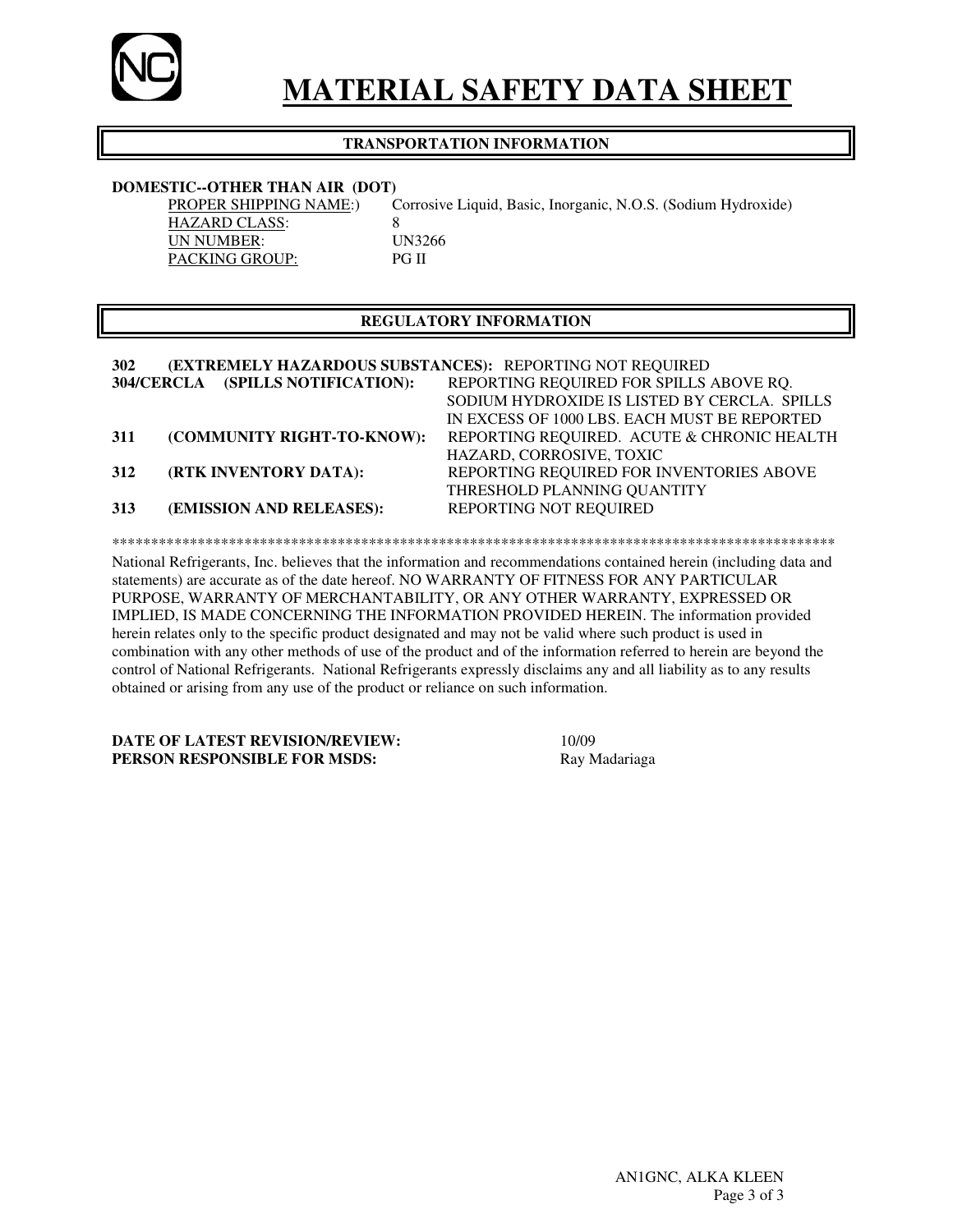# MATERIAL SAFETY DATA SHEET

## TRANSPORTATION INFORMATION

**DOMESTIC--OTHER THAN AIR (DOT)**

| | |
|---|---|
| PROPER SHIPPING NAME:) | Corrosive Liquid, Basic, Inorganic, N.O.S. (Sodium Hydroxide) |
| HAZARD CLASS: | 8 |
| UN NUMBER: | UN3266 |
| PACKING GROUP: | PG II |

## REGULATORY INFORMATION

| | |
|---|---|
| **302 (EXTREMELY HAZARDOUS SUBSTANCES):** | REPORTING NOT REQUIRED |
| **304/CERCLA (SPILLS NOTIFICATION):** | REPORTING REQUIRED FOR SPILLS ABOVE RQ. SODIUM HYDROXIDE IS LISTED BY CERCLA. SPILLS IN EXCESS OF 1000 LBS. EACH MUST BE REPORTED |
| **311 (COMMUNITY RIGHT-TO-KNOW):** | REPORTING REQUIRED. ACUTE & CHRONIC HEALTH HAZARD, CORROSIVE, TOXIC |
| **312 (RTK INVENTORY DATA):** | REPORTING REQUIRED FOR INVENTORIES ABOVE THRESHOLD PLANNING QUANTITY |
| **313 (EMISSION AND RELEASES):** | REPORTING NOT REQUIRED |

***************************************************************************************************

National Refrigerants, Inc. believes that the information and recommendations contained herein (including data and statements) are accurate as of the date hereof. NO WARRANTY OF FITNESS FOR ANY PARTICULAR PURPOSE, WARRANTY OF MERCHANTABILITY, OR ANY OTHER WARRANTY, EXPRESSED OR IMPLIED, IS MADE CONCERNING THE INFORMATION PROVIDED HEREIN. The information provided herein relates only to the specific product designated and may not be valid where such product is used in combination with any other methods of use of the product and of the information referred to herein are beyond the control of National Refrigerants. National Refrigerants expressly disclaims any and all liability as to any results obtained or arising from any use of the product or reliance on such information.

**DATE OF LATEST REVISION/REVIEW:** 10/09

**PERSON RESPONSIBLE FOR MSDS:** Ray Madariaga

AN1GNC, ALKA KLEEN